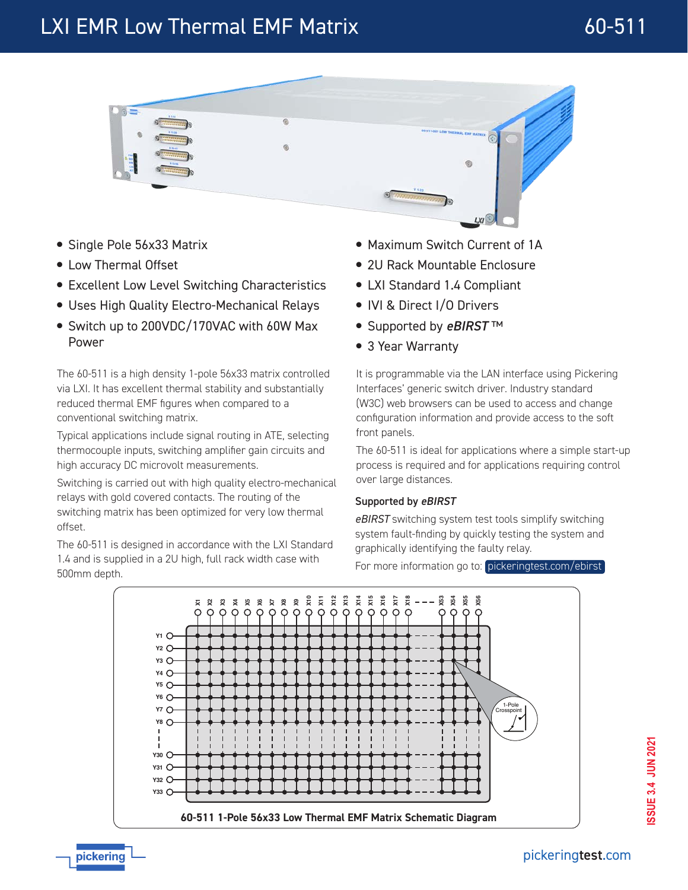# LXI EMR Low Thermal EMF Matrix

# 60-511

- Single Pole 56x33 Matrix
- Low Thermal Offset
- Excellent Low Level Switching Characteristics
- Uses High Quality Electro-Mechanical Relays
- Switch up to 200VDC/170VAC with 60W Max Power
- Maximum Switch Current of 1A
- 2U Rack Mountable Enclosure
- LXI Standard 1.4 Compliant
- IVI & Direct I/O Drivers
- Supported by ***eBIRST*** ™
- 3 Year Warranty

The 60-511 is a high density 1-pole 56x33 matrix controlled via LXI. It has excellent thermal stability and substantially reduced thermal EMF figures when compared to a conventional switching matrix.

Typical applications include signal routing in ATE, selecting thermocouple inputs, switching amplifier gain circuits and high accuracy DC microvolt measurements.

Switching is carried out with high quality electro-mechanical relays with gold covered contacts. The routing of the switching matrix has been optimized for very low thermal offset.

The 60-511 is designed in accordance with the LXI Standard 1.4 and is supplied in a 2U high, full rack width case with 500mm depth.

It is programmable via the LAN interface using Pickering Interfaces' generic switch driver. Industry standard (W3C) web browsers can be used to access and change configuration information and provide access to the soft front panels.

The 60-511 is ideal for applications where a simple start-up process is required and for applications requiring control over large distances.

### Supported by *eBIRST*

*eBIRST* switching system test tools simplify switching system fault-finding by quickly testing the system and graphically identifying the faulty relay.

For more information go to: pickeringtest.com/ebirst

**60-511 1-Pole 56x33 Low Thermal EMF Matrix Schematic Diagram**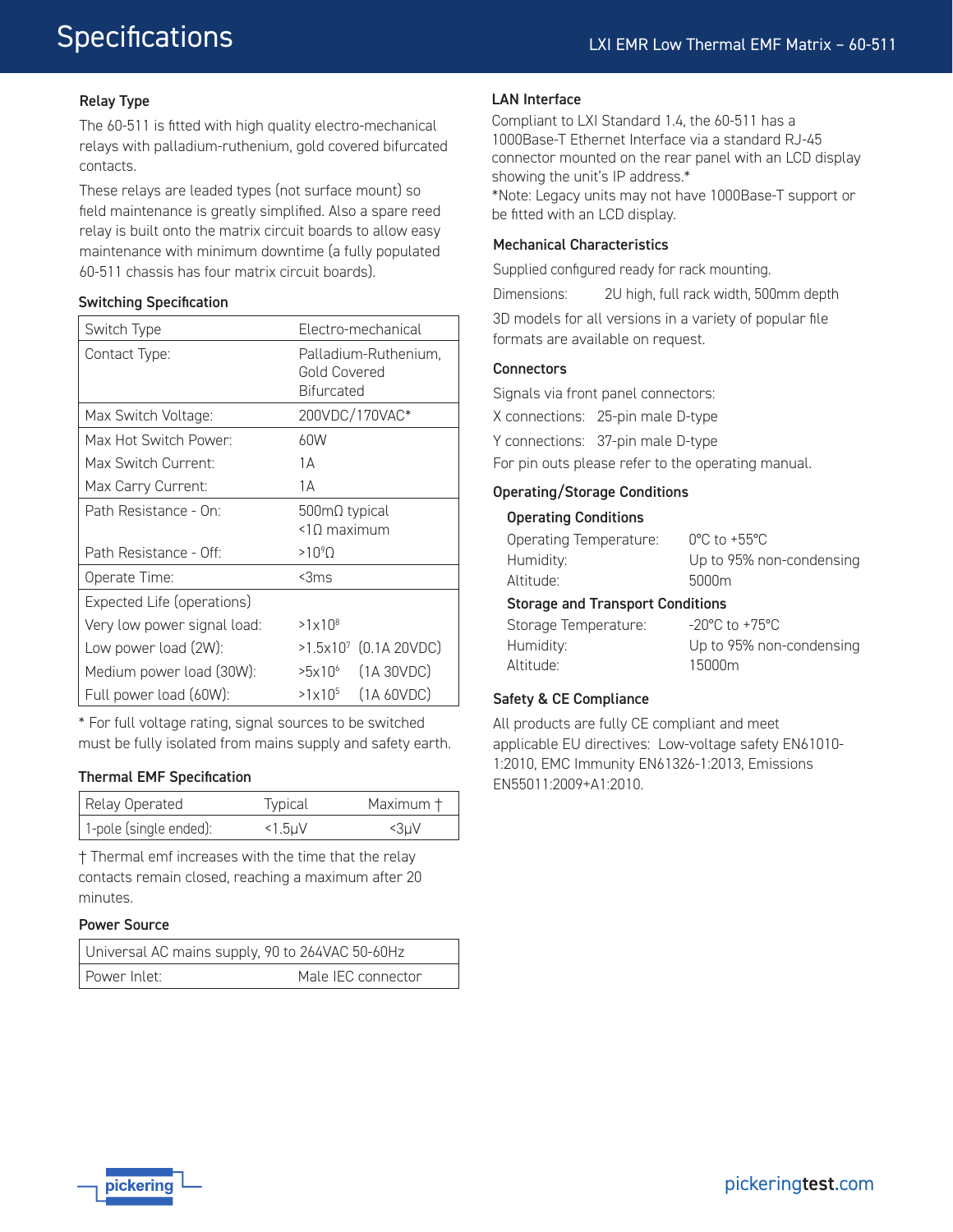# Specifications

### Relay Type

The 60-511 is fitted with high quality electro-mechanical relays with palladium-ruthenium, gold covered bifurcated contacts.

These relays are leaded types (not surface mount) so field maintenance is greatly simplified. Also a spare reed relay is built onto the matrix circuit boards to allow easy maintenance with minimum downtime (a fully populated 60-511 chassis has four matrix circuit boards).

### Switching Specification

| | |
|---|---|
| Switch Type | Electro-mechanical |
| Contact Type: | Palladium-Ruthenium, Gold Covered Bifurcated |
| Max Switch Voltage: | 200VDC/170VAC* |
| Max Hot Switch Power: | 60W |
| Max Switch Current: | 1A |
| Max Carry Current: | 1A |
| Path Resistance - On: | 500mΩ typical <1Ω maximum |
| Path Resistance - Off: | $>10^9\Omega$ |
| Operate Time: | <3ms |
| Expected Life (operations) | |
| Very low power signal load: | $>1\times10^8$ |
| Low power load (2W): | $>1.5\times10^7$ (0.1A 20VDC) |
| Medium power load (30W): | $>5\times10^6$ (1A 30VDC) |
| Full power load (60W): | $>1\times10^5$ (1A 60VDC) |

* For full voltage rating, signal sources to be switched must be fully isolated from mains supply and safety earth.

### Thermal EMF Specification

| Relay Operated | Typical | Maximum † |
|---|---|---|
| 1-pole (single ended): | <1.5µV | <3µV |

† Thermal emf increases with the time that the relay contacts remain closed, reaching a maximum after 20 minutes.

### Power Source

| | |
|---|---|
| Universal AC mains supply, 90 to 264VAC 50-60Hz | |
| Power Inlet: | Male IEC connector |

### LAN Interface

Compliant to LXI Standard 1.4, the 60-511 has a 1000Base-T Ethernet Interface via a standard RJ-45 connector mounted on the rear panel with an LCD display showing the unit's IP address.*

*Note: Legacy units may not have 1000Base-T support or be fitted with an LCD display.

### Mechanical Characteristics

Supplied configured ready for rack mounting.

Dimensions: 2U high, full rack width, 500mm depth

3D models for all versions in a variety of popular file formats are available on request.

### Connectors

Signals via front panel connectors:

X connections: 25-pin male D-type

Y connections: 37-pin male D-type

For pin outs please refer to the operating manual.

### Operating/Storage Conditions

#### Operating Conditions

| | |
|---|---|
| Operating Temperature: | 0°C to +55°C |
| Humidity: | Up to 95% non-condensing |
| Altitude: | 5000m |

#### Storage and Transport Conditions

| | |
|---|---|
| Storage Temperature: | -20°C to +75°C |
| Humidity: | Up to 95% non-condensing |
| Altitude: | 15000m |

### Safety & CE Compliance

All products are fully CE compliant and meet applicable EU directives: Low-voltage safety EN61010-1:2010, EMC Immunity EN61326-1:2013, Emissions EN55011:2009+A1:2010.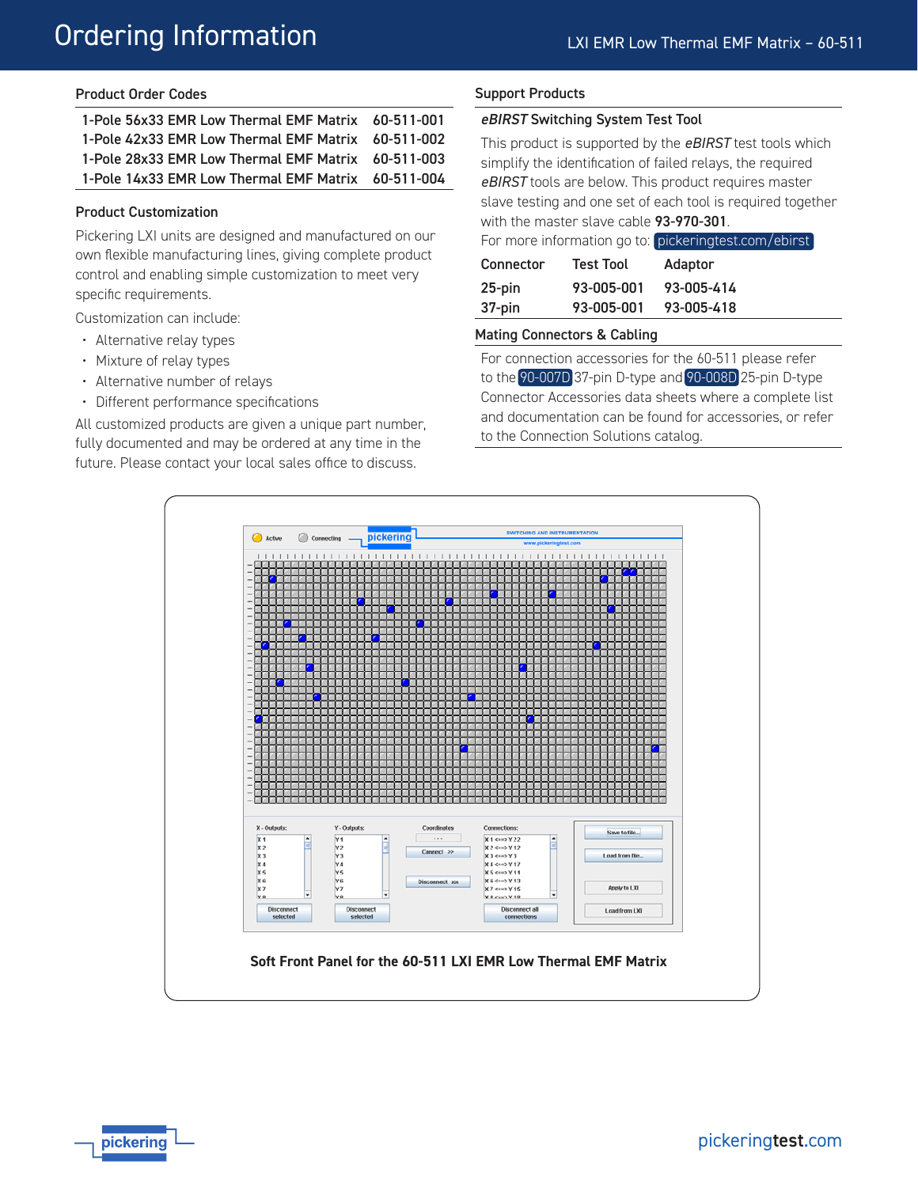# Ordering Information

## Product Order Codes

| | |
|---|---|
| 1-Pole 56x33 EMR Low Thermal EMF Matrix | 60-511-001 |
| 1-Pole 42x33 EMR Low Thermal EMF Matrix | 60-511-002 |
| 1-Pole 28x33 EMR Low Thermal EMF Matrix | 60-511-003 |
| 1-Pole 14x33 EMR Low Thermal EMF Matrix | 60-511-004 |

## Product Customization

Pickering LXI units are designed and manufactured on our own flexible manufacturing lines, giving complete product control and enabling simple customization to meet very specific requirements.

Customization can include:

- Alternative relay types
- Mixture of relay types
- Alternative number of relays
- Different performance specifications

All customized products are given a unique part number, fully documented and may be ordered at any time in the future. Please contact your local sales office to discuss.

## Support Products

### *eBIRST* Switching System Test Tool

This product is supported by the *eBIRST* test tools which simplify the identification of failed relays, the required *eBIRST* tools are below. This product requires master slave testing and one set of each tool is required together with the master slave cable **93-970-301**.

For more information go to: pickeringtest.com/ebirst

| Connector | Test Tool | Adaptor |
|---|---|---|
| 25-pin | 93-005-001 | 93-005-414 |
| 37-pin | 93-005-001 | 93-005-418 |

## Mating Connectors & Cabling

For connection accessories for the 60-511 please refer to the 90-007D 37-pin D-type and 90-008D 25-pin D-type Connector Accessories data sheets where a complete list and documentation can be found for accessories, or refer to the Connection Solutions catalog.

**Soft Front Panel for the 60-511 LXI EMR Low Thermal EMF Matrix**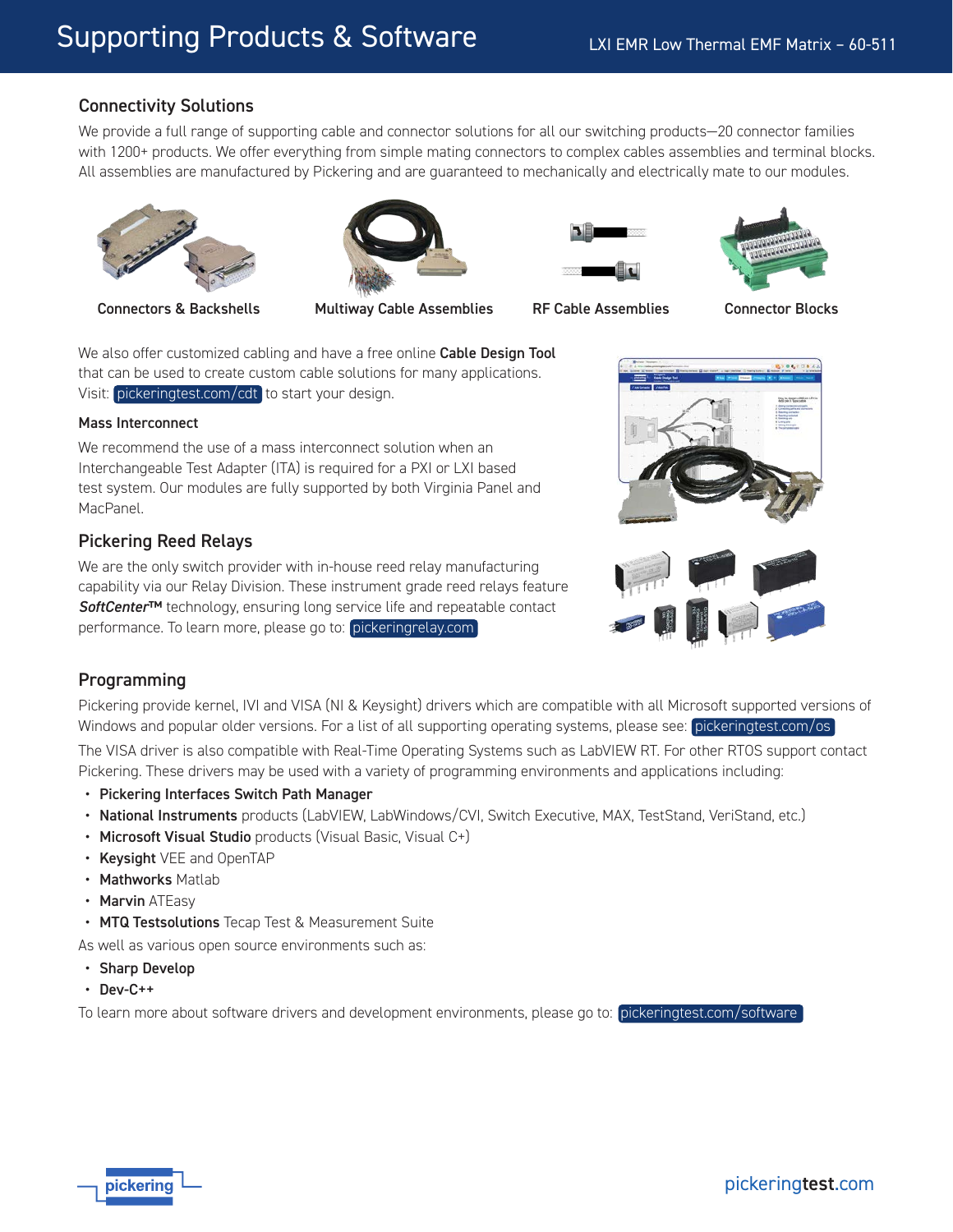# Supporting Products & Software

## Connectivity Solutions

We provide a full range of supporting cable and connector solutions for all our switching products—20 connector families with 1200+ products. We offer everything from simple mating connectors to complex cables assemblies and terminal blocks. All assemblies are manufactured by Pickering and are guaranteed to mechanically and electrically mate to our modules.

Connectors & Backshells

Multiway Cable Assemblies

RF Cable Assemblies

Connector Blocks

We also offer customized cabling and have a free online **Cable Design Tool** that can be used to create custom cable solutions for many applications. Visit: pickeringtest.com/cdt to start your design.

### Mass Interconnect

We recommend the use of a mass interconnect solution when an Interchangeable Test Adapter (ITA) is required for a PXI or LXI based test system. Our modules are fully supported by both Virginia Panel and MacPanel.

## Pickering Reed Relays

We are the only switch provider with in-house reed relay manufacturing capability via our Relay Division. These instrument grade reed relays feature ***SoftCenter™*** technology, ensuring long service life and repeatable contact performance. To learn more, please go to: pickeringrelay.com

## Programming

Pickering provide kernel, IVI and VISA (NI & Keysight) drivers which are compatible with all Microsoft supported versions of Windows and popular older versions. For a list of all supporting operating systems, please see: pickeringtest.com/os

The VISA driver is also compatible with Real-Time Operating Systems such as LabVIEW RT. For other RTOS support contact Pickering. These drivers may be used with a variety of programming environments and applications including:

- **Pickering Interfaces Switch Path Manager**
- **National Instruments** products (LabVIEW, LabWindows/CVI, Switch Executive, MAX, TestStand, VeriStand, etc.)
- **Microsoft Visual Studio** products (Visual Basic, Visual C+)
- **Keysight** VEE and OpenTAP
- **Mathworks** Matlab
- **Marvin** ATEasy
- **MTQ Testsolutions** Tecap Test & Measurement Suite

As well as various open source environments such as:

- **Sharp Develop**
- **Dev-C++**

To learn more about software drivers and development environments, please go to: pickeringtest.com/software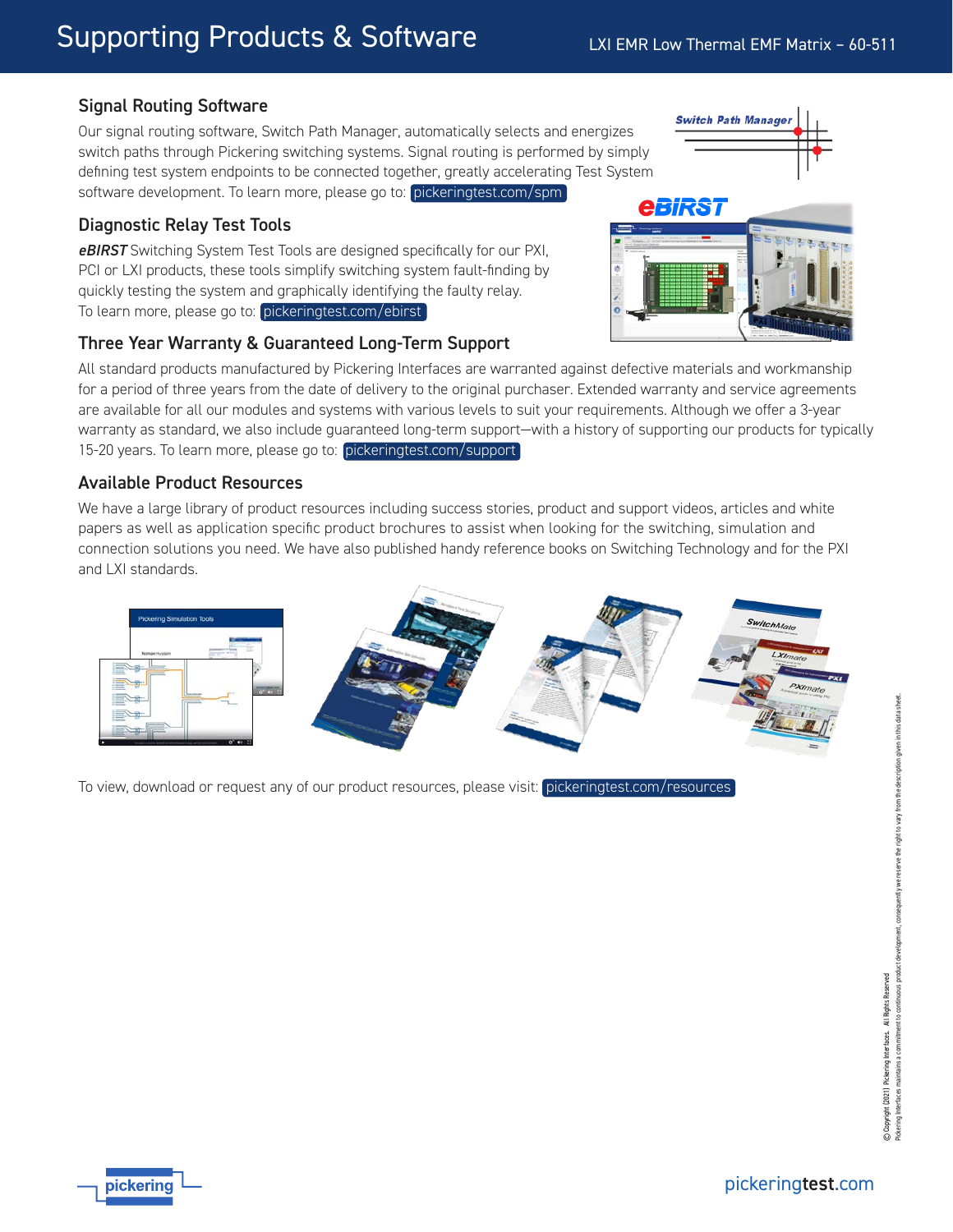# Supporting Products & Software

## Signal Routing Software

Our signal routing software, Switch Path Manager, automatically selects and energizes switch paths through Pickering switching systems. Signal routing is performed by simply defining test system endpoints to be connected together, greatly accelerating Test System software development. To learn more, please go to: pickeringtest.com/spm

## Diagnostic Relay Test Tools

***eBIRST*** Switching System Test Tools are designed specifically for our PXI, PCI or LXI products, these tools simplify switching system fault-finding by quickly testing the system and graphically identifying the faulty relay. To learn more, please go to: pickeringtest.com/ebirst

## Three Year Warranty & Guaranteed Long-Term Support

All standard products manufactured by Pickering Interfaces are warranted against defective materials and workmanship for a period of three years from the date of delivery to the original purchaser. Extended warranty and service agreements are available for all our modules and systems with various levels to suit your requirements. Although we offer a 3-year warranty as standard, we also include guaranteed long-term support—with a history of supporting our products for typically 15-20 years. To learn more, please go to: pickeringtest.com/support

## Available Product Resources

We have a large library of product resources including success stories, product and support videos, articles and white papers as well as application specific product brochures to assist when looking for the switching, simulation and connection solutions you need. We have also published handy reference books on Switching Technology and for the PXI and LXI standards.

To view, download or request any of our product resources, please visit: pickeringtest.com/resources

© Copyright (2021) Pickering Interfaces. All Rights Reserved
Pickering Interfaces maintains a commitment to continuous product development, consequently we reserve the right to vary from the description given in this data sheet.